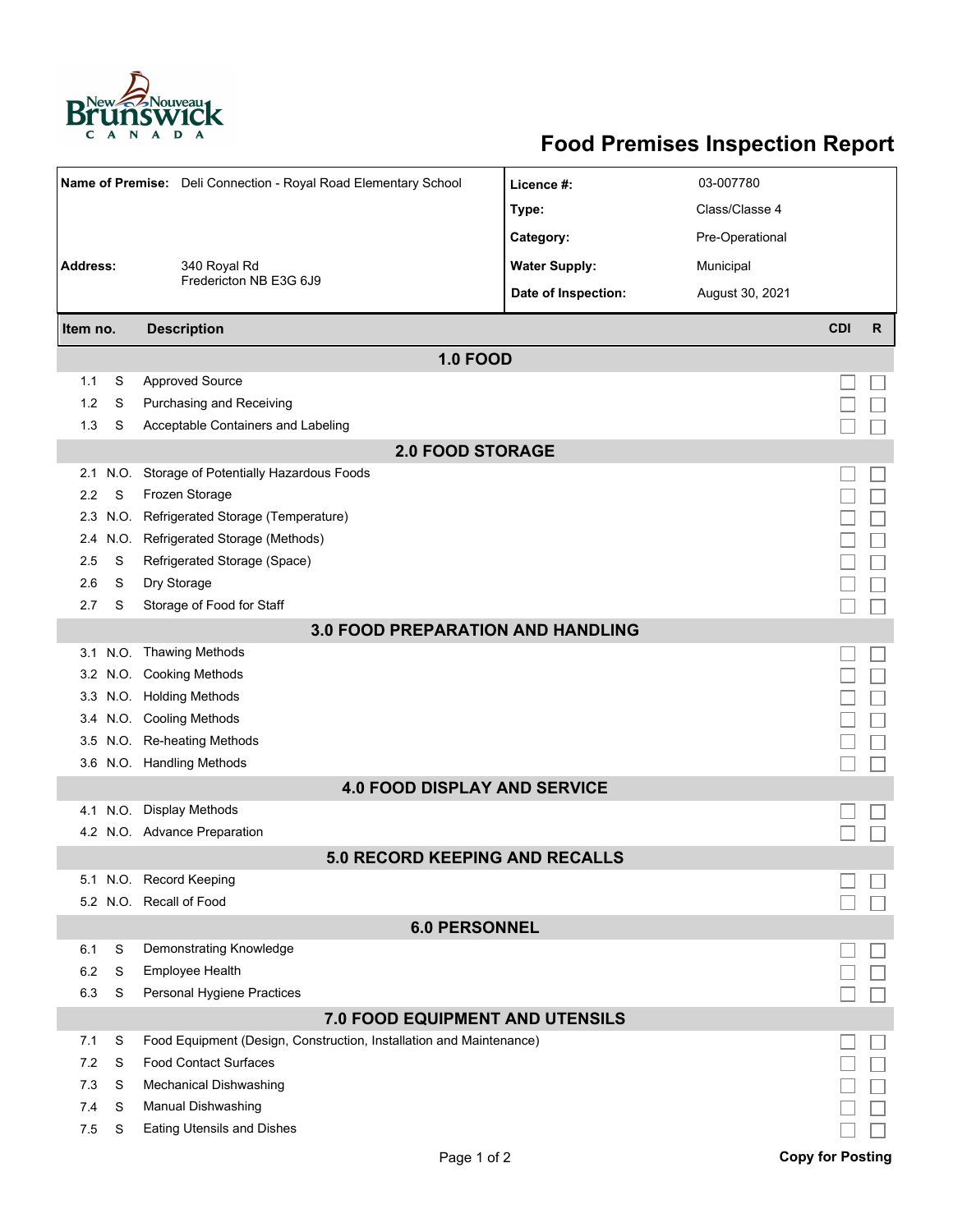# Food Premises Inspection Report

| | | | |
|---|---|---|---|
| **Name of Premise:** | Deli Connection - Royal Road Elementary School | **Licence #:** | 03-007780 |
| | | **Type:** | Class/Classe 4 |
| | | **Category:** | Pre-Operational |
| **Address:** | 340 Royal Rd<br>Fredericton NB E3G 6J9 | **Water Supply:** | Municipal |
| | | **Date of Inspection:** | August 30, 2021 |

| Item no. | | Description | CDI | R |
|---|---|---|---|---|
| | | **1.0 FOOD** | | |
| 1.1 | S | Approved Source | ☐ | ☐ |
| 1.2 | S | Purchasing and Receiving | ☐ | ☐ |
| 1.3 | S | Acceptable Containers and Labeling | ☐ | ☐ |
| | | **2.0 FOOD STORAGE** | | |
| 2.1 | N.O. | Storage of Potentially Hazardous Foods | ☐ | ☐ |
| 2.2 | S | Frozen Storage | ☐ | ☐ |
| 2.3 | N.O. | Refrigerated Storage (Temperature) | ☐ | ☐ |
| 2.4 | N.O. | Refrigerated Storage (Methods) | ☐ | ☐ |
| 2.5 | S | Refrigerated Storage (Space) | ☐ | ☐ |
| 2.6 | S | Dry Storage | ☐ | ☐ |
| 2.7 | S | Storage of Food for Staff | ☐ | ☐ |
| | | **3.0 FOOD PREPARATION AND HANDLING** | | |
| 3.1 | N.O. | Thawing Methods | ☐ | ☐ |
| 3.2 | N.O. | Cooking Methods | ☐ | ☐ |
| 3.3 | N.O. | Holding Methods | ☐ | ☐ |
| 3.4 | N.O. | Cooling Methods | ☐ | ☐ |
| 3.5 | N.O. | Re-heating Methods | ☐ | ☐ |
| 3.6 | N.O. | Handling Methods | ☐ | ☐ |
| | | **4.0 FOOD DISPLAY AND SERVICE** | | |
| 4.1 | N.O. | Display Methods | ☐ | ☐ |
| 4.2 | N.O. | Advance Preparation | ☐ | ☐ |
| | | **5.0 RECORD KEEPING AND RECALLS** | | |
| 5.1 | N.O. | Record Keeping | ☐ | ☐ |
| 5.2 | N.O. | Recall of Food | ☐ | ☐ |
| | | **6.0 PERSONNEL** | | |
| 6.1 | S | Demonstrating Knowledge | ☐ | ☐ |
| 6.2 | S | Employee Health | ☐ | ☐ |
| 6.3 | S | Personal Hygiene Practices | ☐ | ☐ |
| | | **7.0 FOOD EQUIPMENT AND UTENSILS** | | |
| 7.1 | S | Food Equipment (Design, Construction, Installation and Maintenance) | ☐ | ☐ |
| 7.2 | S | Food Contact Surfaces | ☐ | ☐ |
| 7.3 | S | Mechanical Dishwashing | ☐ | ☐ |
| 7.4 | S | Manual Dishwashing | ☐ | ☐ |
| 7.5 | S | Eating Utensils and Dishes | ☐ | ☐ |

**Copy for Posting**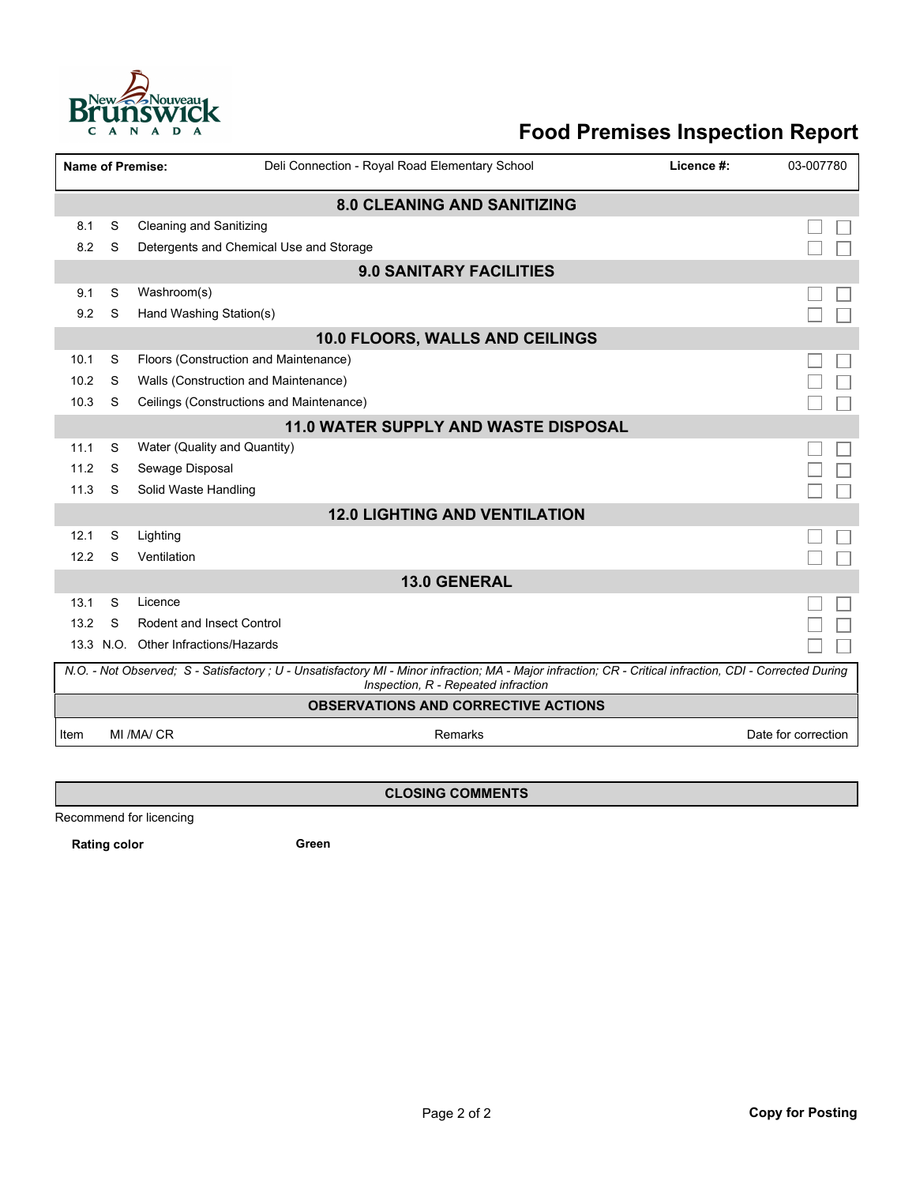# Food Premises Inspection Report

| Name of Premise: | Deli Connection - Royal Road Elementary School | Licence #: | 03-007780 |
|---|---|---|---|

| | | | | |
|---|---|---|---|---|
| **8.0 CLEANING AND SANITIZING** | | | | |
| 8.1 | S | Cleaning and Sanitizing | ☐ | ☐ |
| 8.2 | S | Detergents and Chemical Use and Storage | ☐ | ☐ |
| **9.0 SANITARY FACILITIES** | | | | |
| 9.1 | S | Washroom(s) | ☐ | ☐ |
| 9.2 | S | Hand Washing Station(s) | ☐ | ☐ |
| **10.0 FLOORS, WALLS AND CEILINGS** | | | | |
| 10.1 | S | Floors (Construction and Maintenance) | ☐ | ☐ |
| 10.2 | S | Walls (Construction and Maintenance) | ☐ | ☐ |
| 10.3 | S | Ceilings (Constructions and Maintenance) | ☐ | ☐ |
| **11.0 WATER SUPPLY AND WASTE DISPOSAL** | | | | |
| 11.1 | S | Water (Quality and Quantity) | ☐ | ☐ |
| 11.2 | S | Sewage Disposal | ☐ | ☐ |
| 11.3 | S | Solid Waste Handling | ☐ | ☐ |
| **12.0 LIGHTING AND VENTILATION** | | | | |
| 12.1 | S | Lighting | ☐ | ☐ |
| 12.2 | S | Ventilation | ☐ | ☐ |
| **13.0 GENERAL** | | | | |
| 13.1 | S | Licence | ☐ | ☐ |
| 13.2 | S | Rodent and Insect Control | ☐ | ☐ |
| 13.3 | N.O. | Other Infractions/Hazards | ☐ | ☐ |

*N.O. - Not Observed; S - Satisfactory ; U - Unsatisfactory MI - Minor infraction; MA - Major infraction; CR - Critical infraction, CDI - Corrected During Inspection, R - Repeated infraction*

## OBSERVATIONS AND CORRECTIVE ACTIONS

| Item | MI /MA/ CR | Remarks | Date for correction |
|---|---|---|---|

## CLOSING COMMENTS

Recommend for licencing

**Rating color** **Green**

**Copy for Posting**